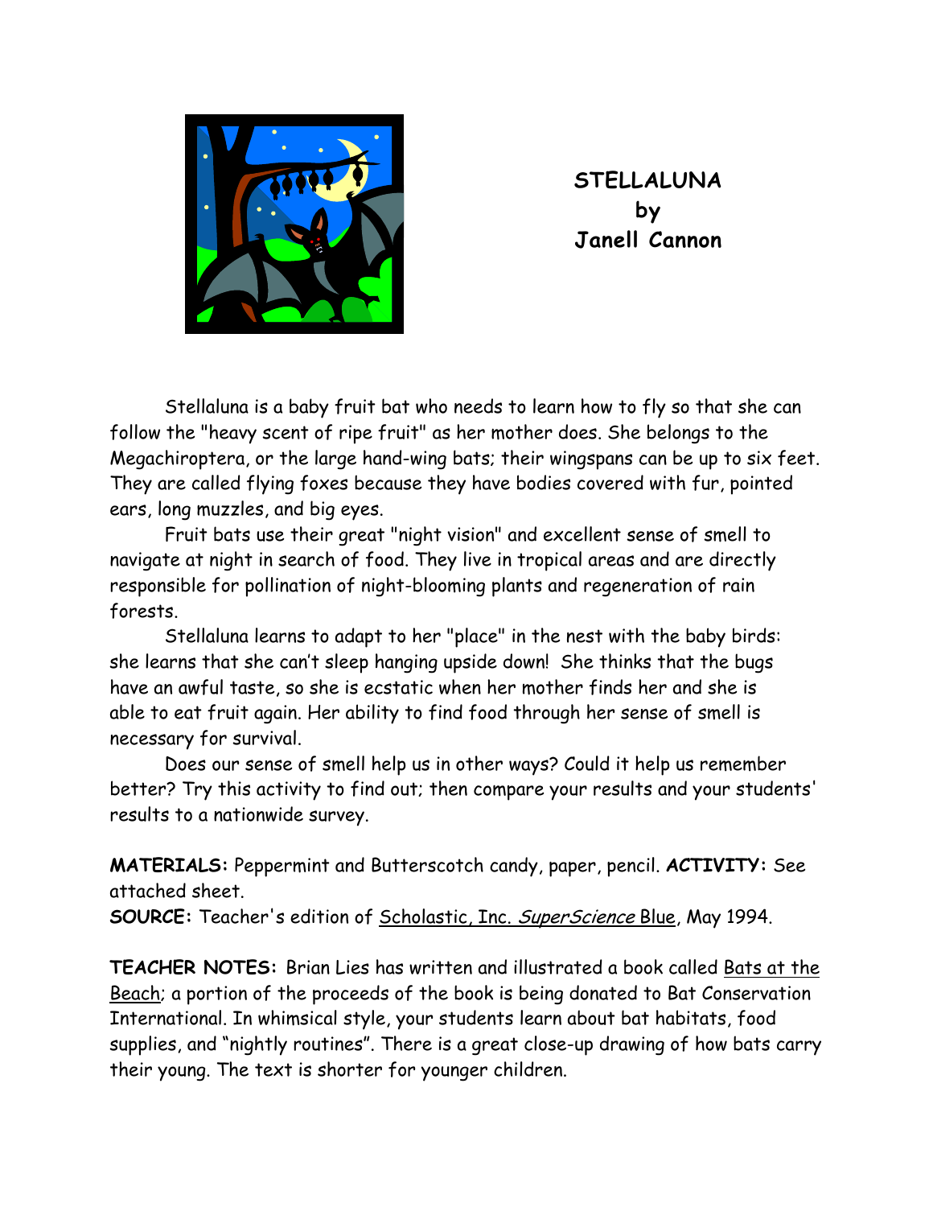**STELLALUNA**
**by**
**Janell Cannon**

Stellaluna is a baby fruit bat who needs to learn how to fly so that she can follow the "heavy scent of ripe fruit" as her mother does. She belongs to the Megachiroptera, or the large hand-wing bats; their wingspans can be up to six feet. They are called flying foxes because they have bodies covered with fur, pointed ears, long muzzles, and big eyes.

Fruit bats use their great "night vision" and excellent sense of smell to navigate at night in search of food. They live in tropical areas and are directly responsible for pollination of night-blooming plants and regeneration of rain forests.

Stellaluna learns to adapt to her "place" in the nest with the baby birds: she learns that she can't sleep hanging upside down! She thinks that the bugs have an awful taste, so she is ecstatic when her mother finds her and she is able to eat fruit again. Her ability to find food through her sense of smell is necessary for survival.

Does our sense of smell help us in other ways? Could it help us remember better? Try this activity to find out; then compare your results and your students' results to a nationwide survey.

**MATERIALS:** Peppermint and Butterscotch candy, paper, pencil. **ACTIVITY:** See attached sheet.
**SOURCE:** Teacher's edition of Scholastic, Inc. *SuperScience* Blue, May 1994.

**TEACHER NOTES:** Brian Lies has written and illustrated a book called Bats at the Beach; a portion of the proceeds of the book is being donated to Bat Conservation International. In whimsical style, your students learn about bat habitats, food supplies, and "nightly routines". There is a great close-up drawing of how bats carry their young. The text is shorter for younger children.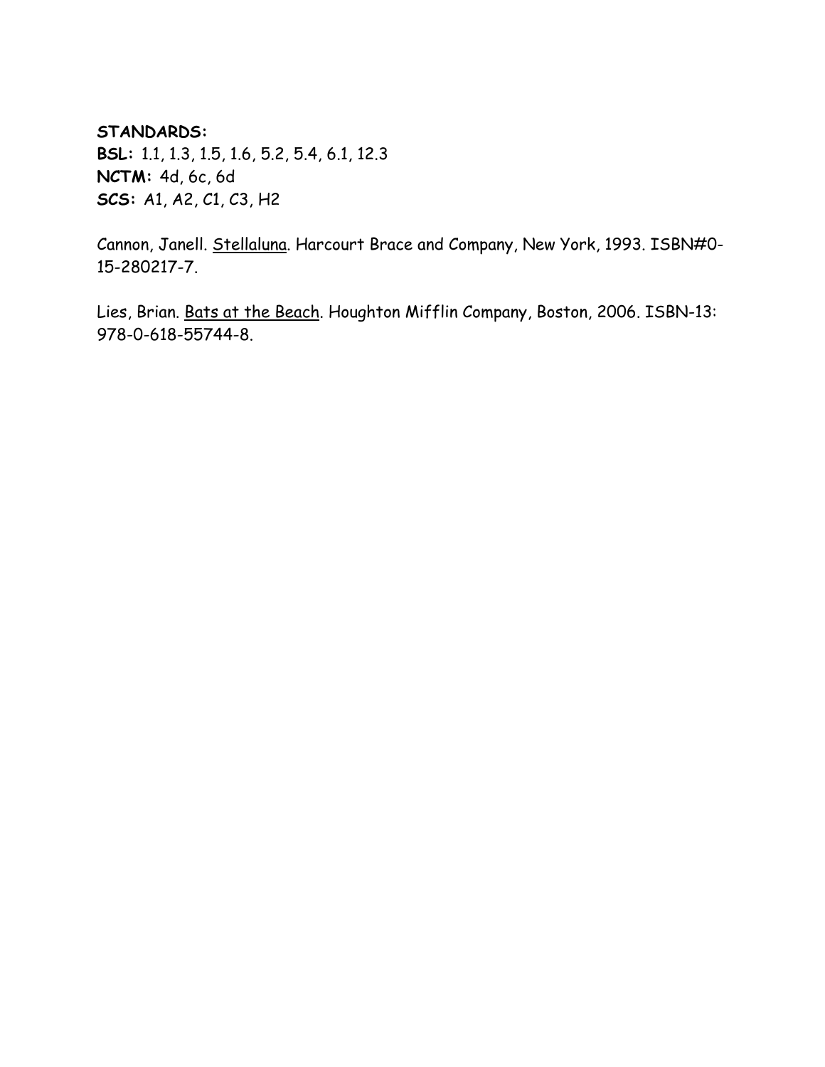**STANDARDS:**
**BSL:** 1.1, 1.3, 1.5, 1.6, 5.2, 5.4, 6.1, 12.3
**NCTM:** 4d, 6c, 6d
**SCS:** A1, A2, C1, C3, H2

Cannon, Janell. <u>Stellaluna</u>. Harcourt Brace and Company, New York, 1993. ISBN#0-15-280217-7.

Lies, Brian. <u>Bats at the Beach</u>. Houghton Mifflin Company, Boston, 2006. ISBN-13: 978-0-618-55744-8.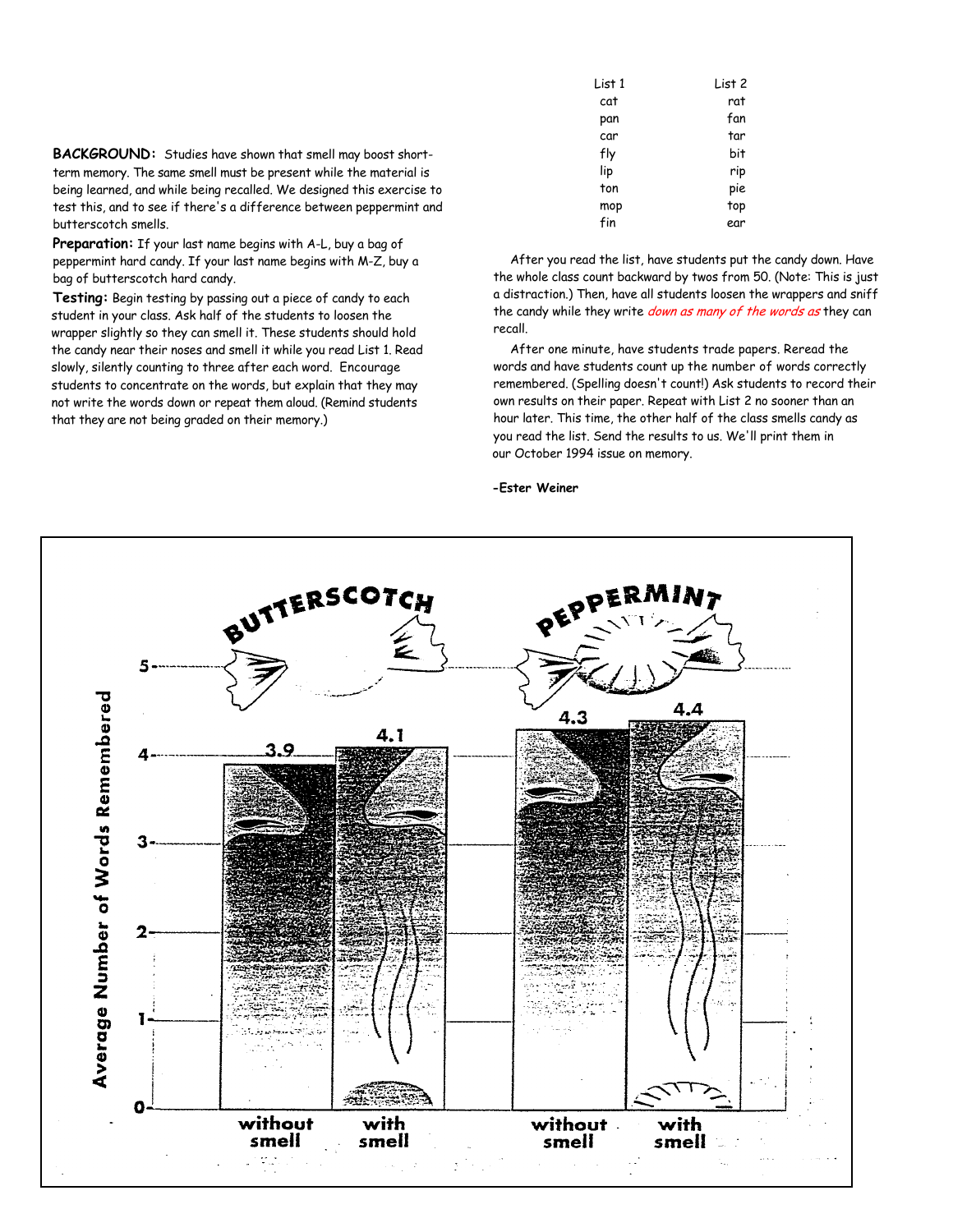**BACKGROUND:** Studies have shown that smell may boost short-term memory. The same smell must be present while the material is being learned, and while being recalled. We designed this exercise to test this, and to see if there's a difference between peppermint and butterscotch smells.

**Preparation:** If your last name begins with A-L, buy a bag of peppermint hard candy. If your last name begins with M-Z, buy a bag of butterscotch hard candy.

**Testing:** Begin testing by passing out a piece of candy to each student in your class. Ask half of the students to loosen the wrapper slightly so they can smell it. These students should hold the candy near their noses and smell it while you read List 1. Read slowly, silently counting to three after each word. Encourage students to concentrate on the words, but explain that they may not write the words down or repeat them aloud. (Remind students that they are not being graded on their memory.)

| List 1 | List 2 |
|---|---|
| cat | rat |
| pan | fan |
| car | tar |
| fly | bit |
| lip | rip |
| ton | pie |
| mop | top |
| fin | ear |

After you read the list, have students put the candy down. Have the whole class count backward by twos from 50. (Note: This is just a distraction.) Then, have all students loosen the wrappers and sniff the candy while they write *down as many of the words as* they can recall.

After one minute, have students trade papers. Reread the words and have students count up the number of words correctly remembered. (Spelling doesn't count!) Ask students to record their own results on their paper. Repeat with List 2 no sooner than an hour later. This time, the other half of the class smells candy as you read the list. Send the results to us. We'll print them in our October 1994 issue on memory.

**-Ester Weiner**

BUTTERSCOTCH

PEPPERMINT

Average Number of Words Remembered

0
1
2
3
4
5

3.9
4.1
4.3
4.4

without smell
with smell
without smell
with smell